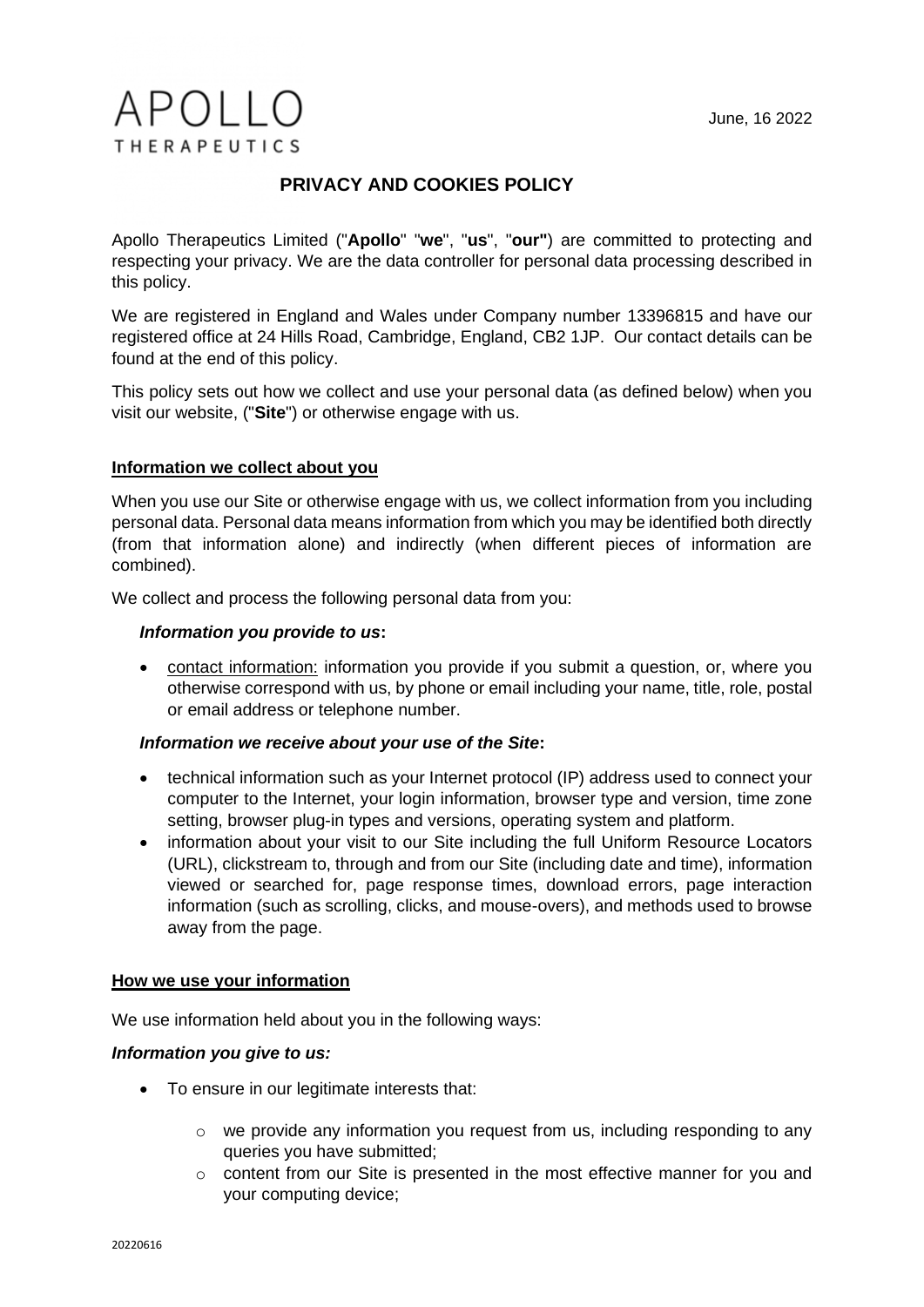APOLLO
THERAPEUTICS

June, 16 2022

# PRIVACY AND COOKIES POLICY

Apollo Therapeutics Limited ("**Apollo**" "**we**", "**us**", "**our"**) are committed to protecting and respecting your privacy. We are the data controller for personal data processing described in this policy.

We are registered in England and Wales under Company number 13396815 and have our registered office at 24 Hills Road, Cambridge, England, CB2 1JP. Our contact details can be found at the end of this policy.

This policy sets out how we collect and use your personal data (as defined below) when you visit our website, ("**Site**") or otherwise engage with us.

## Information we collect about you

When you use our Site or otherwise engage with us, we collect information from you including personal data. Personal data means information from which you may be identified both directly (from that information alone) and indirectly (when different pieces of information are combined).

We collect and process the following personal data from you:

### *Information you provide to us:*

- contact information: information you provide if you submit a question, or, where you otherwise correspond with us, by phone or email including your name, title, role, postal or email address or telephone number.

### *Information we receive about your use of the Site:*

- technical information such as your Internet protocol (IP) address used to connect your computer to the Internet, your login information, browser type and version, time zone setting, browser plug-in types and versions, operating system and platform.
- information about your visit to our Site including the full Uniform Resource Locators (URL), clickstream to, through and from our Site (including date and time), information viewed or searched for, page response times, download errors, page interaction information (such as scrolling, clicks, and mouse-overs), and methods used to browse away from the page.

## How we use your information

We use information held about you in the following ways:

### *Information you give to us:*

- To ensure in our legitimate interests that:
  - we provide any information you request from us, including responding to any queries you have submitted;
  - content from our Site is presented in the most effective manner for you and your computing device;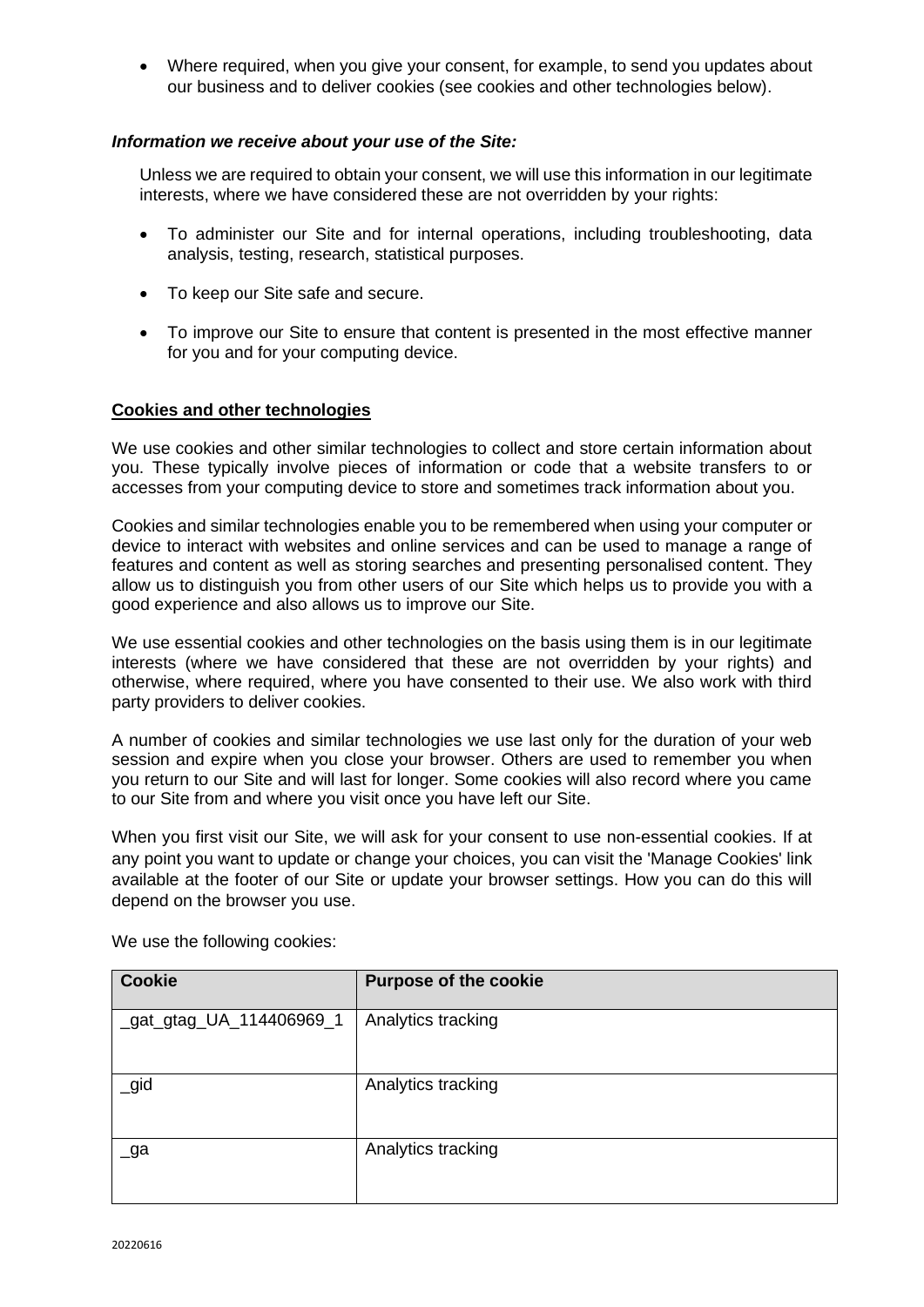- Where required, when you give your consent, for example, to send you updates about our business and to deliver cookies (see cookies and other technologies below).

***Information we receive about your use of the Site:***

Unless we are required to obtain your consent, we will use this information in our legitimate interests, where we have considered these are not overridden by your rights:

- To administer our Site and for internal operations, including troubleshooting, data analysis, testing, research, statistical purposes.
- To keep our Site safe and secure.
- To improve our Site to ensure that content is presented in the most effective manner for you and for your computing device.

**Cookies and other technologies**

We use cookies and other similar technologies to collect and store certain information about you. These typically involve pieces of information or code that a website transfers to or accesses from your computing device to store and sometimes track information about you.

Cookies and similar technologies enable you to be remembered when using your computer or device to interact with websites and online services and can be used to manage a range of features and content as well as storing searches and presenting personalised content. They allow us to distinguish you from other users of our Site which helps us to provide you with a good experience and also allows us to improve our Site.

We use essential cookies and other technologies on the basis using them is in our legitimate interests (where we have considered that these are not overridden by your rights) and otherwise, where required, where you have consented to their use. We also work with third party providers to deliver cookies.

A number of cookies and similar technologies we use last only for the duration of your web session and expire when you close your browser. Others are used to remember you when you return to our Site and will last for longer. Some cookies will also record where you came to our Site from and where you visit once you have left our Site.

When you first visit our Site, we will ask for your consent to use non-essential cookies. If at any point you want to update or change your choices, you can visit the 'Manage Cookies' link available at the footer of our Site or update your browser settings. How you can do this will depend on the browser you use.

We use the following cookies:

| Cookie | Purpose of the cookie |
| --- | --- |
| _gat_gtag_UA_114406969_1 | Analytics tracking |
| _gid | Analytics tracking |
| _ga | Analytics tracking |

20220616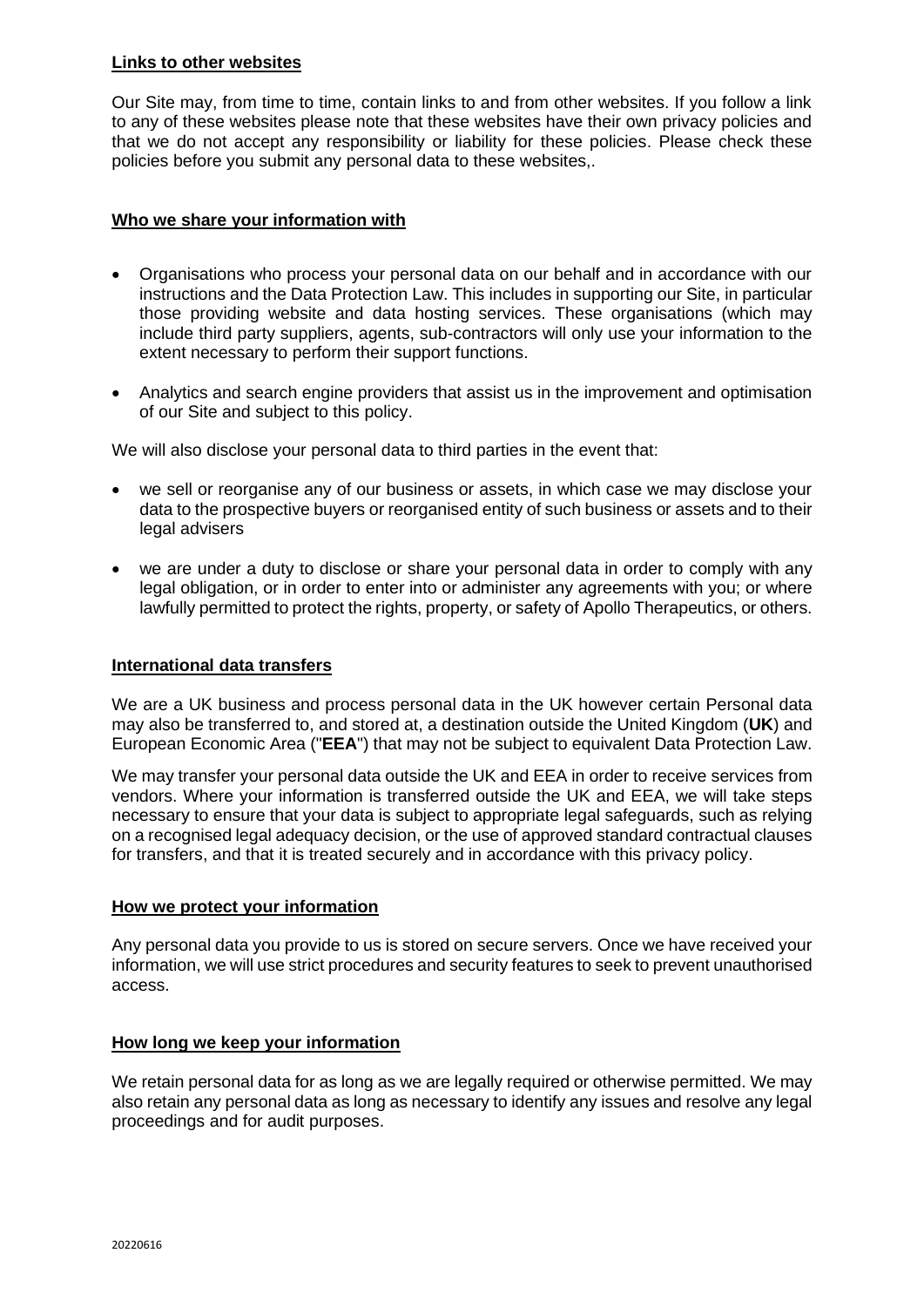**Links to other websites**

Our Site may, from time to time, contain links to and from other websites. If you follow a link to any of these websites please note that these websites have their own privacy policies and that we do not accept any responsibility or liability for these policies. Please check these policies before you submit any personal data to these websites,.

**Who we share your information with**

- Organisations who process your personal data on our behalf and in accordance with our instructions and the Data Protection Law. This includes in supporting our Site, in particular those providing website and data hosting services. These organisations (which may include third party suppliers, agents, sub-contractors will only use your information to the extent necessary to perform their support functions.
- Analytics and search engine providers that assist us in the improvement and optimisation of our Site and subject to this policy.

We will also disclose your personal data to third parties in the event that:

- we sell or reorganise any of our business or assets, in which case we may disclose your data to the prospective buyers or reorganised entity of such business or assets and to their legal advisers
- we are under a duty to disclose or share your personal data in order to comply with any legal obligation, or in order to enter into or administer any agreements with you; or where lawfully permitted to protect the rights, property, or safety of Apollo Therapeutics, or others.

**International data transfers**

We are a UK business and process personal data in the UK however certain Personal data may also be transferred to, and stored at, a destination outside the United Kingdom (**UK**) and European Economic Area ("**EEA**") that may not be subject to equivalent Data Protection Law.

We may transfer your personal data outside the UK and EEA in order to receive services from vendors. Where your information is transferred outside the UK and EEA, we will take steps necessary to ensure that your data is subject to appropriate legal safeguards, such as relying on a recognised legal adequacy decision, or the use of approved standard contractual clauses for transfers, and that it is treated securely and in accordance with this privacy policy.

**How we protect your information**

Any personal data you provide to us is stored on secure servers. Once we have received your information, we will use strict procedures and security features to seek to prevent unauthorised access.

**How long we keep your information**

We retain personal data for as long as we are legally required or otherwise permitted. We may also retain any personal data as long as necessary to identify any issues and resolve any legal proceedings and for audit purposes.

20220616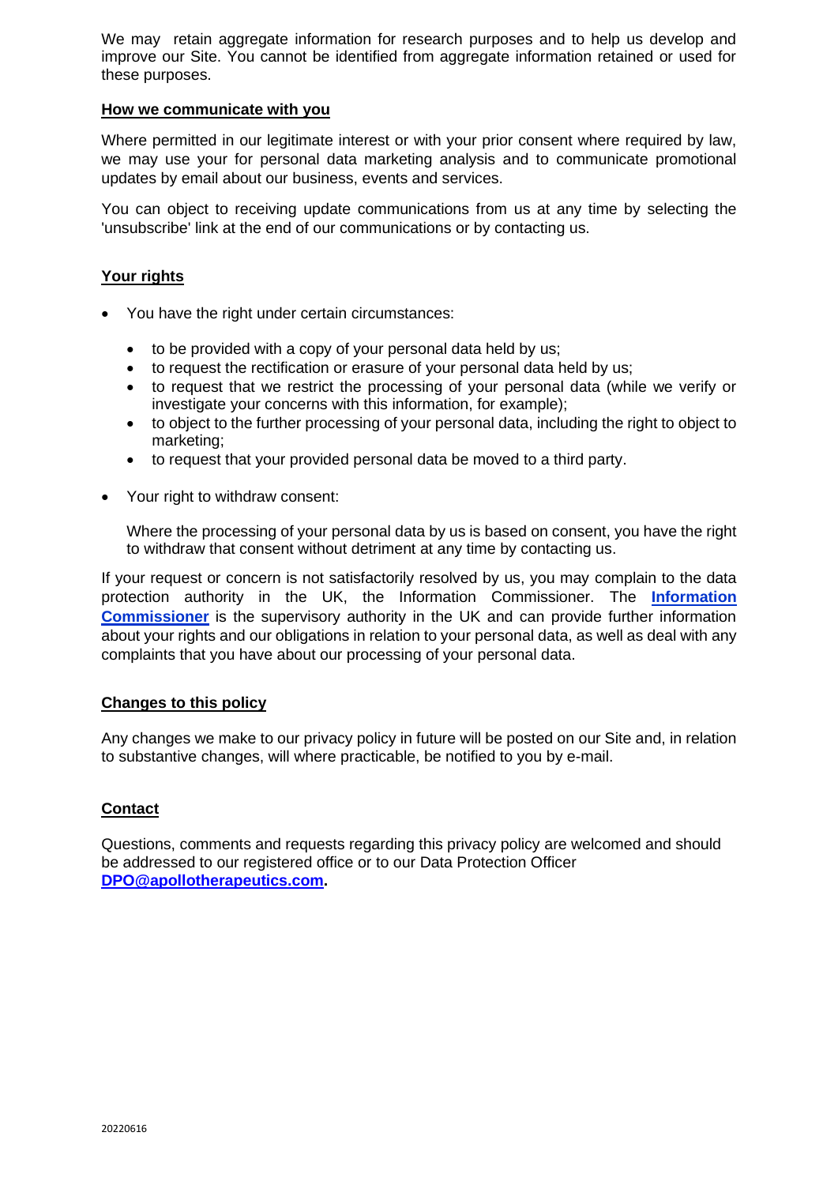We may retain aggregate information for research purposes and to help us develop and improve our Site. You cannot be identified from aggregate information retained or used for these purposes.

**How we communicate with you**

Where permitted in our legitimate interest or with your prior consent where required by law, we may use your for personal data marketing analysis and to communicate promotional updates by email about our business, events and services.

You can object to receiving update communications from us at any time by selecting the 'unsubscribe' link at the end of our communications or by contacting us.

**Your rights**

- You have the right under certain circumstances:
  - to be provided with a copy of your personal data held by us;
  - to request the rectification or erasure of your personal data held by us;
  - to request that we restrict the processing of your personal data (while we verify or investigate your concerns with this information, for example);
  - to object to the further processing of your personal data, including the right to object to marketing;
  - to request that your provided personal data be moved to a third party.
- Your right to withdraw consent:

  Where the processing of your personal data by us is based on consent, you have the right to withdraw that consent without detriment at any time by contacting us.

If your request or concern is not satisfactorily resolved by us, you may complain to the data protection authority in the UK, the Information Commissioner. The **Information Commissioner** is the supervisory authority in the UK and can provide further information about your rights and our obligations in relation to your personal data, as well as deal with any complaints that you have about our processing of your personal data.

**Changes to this policy**

Any changes we make to our privacy policy in future will be posted on our Site and, in relation to substantive changes, will where practicable, be notified to you by e-mail.

**Contact**

Questions, comments and requests regarding this privacy policy are welcomed and should be addressed to our registered office or to our Data Protection Officer **DPO@apollotherapeutics.com.**

20220616